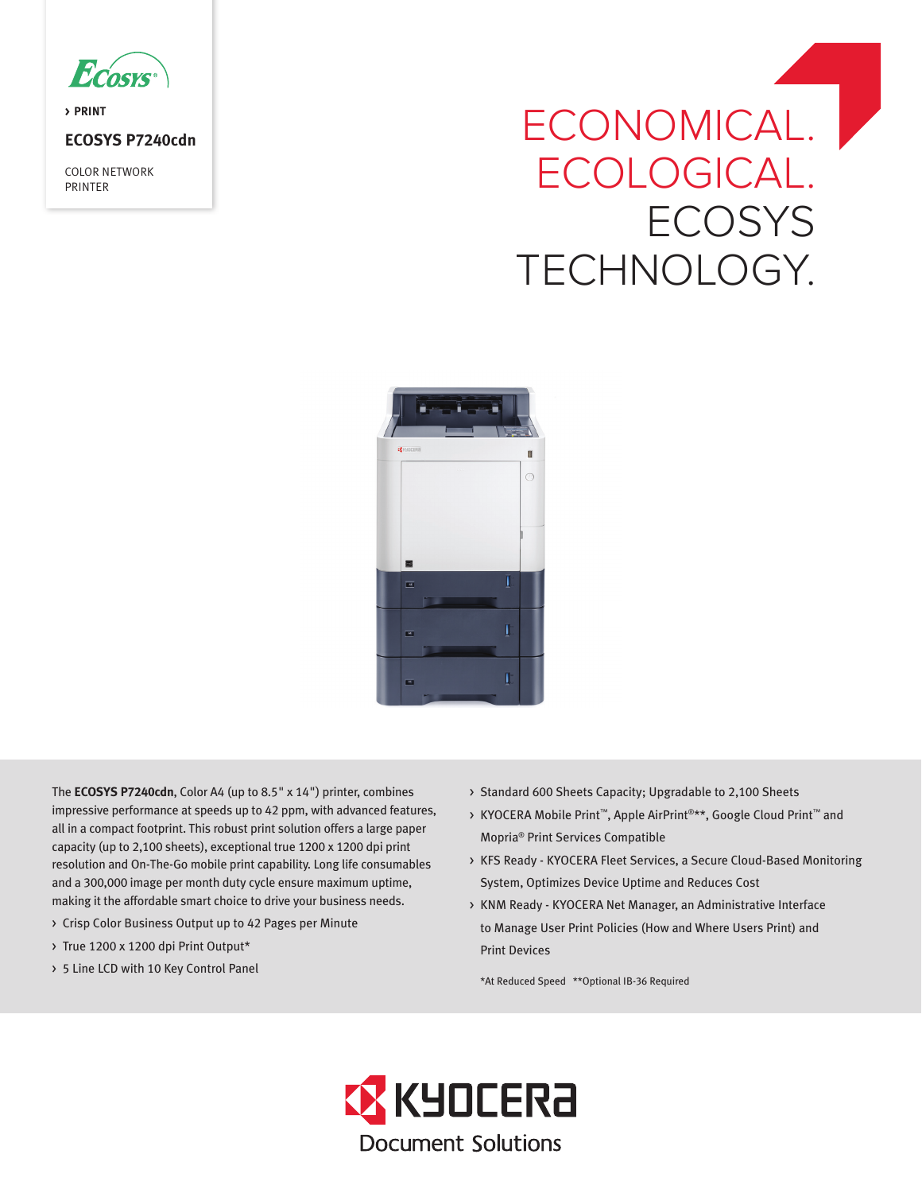ECOSYS

› PRINT

# ECOSYS P7240cdn

COLOR NETWORK PRINTER

## ECONOMICAL. ECOLOGICAL. ECOSYS TECHNOLOGY.

The **ECOSYS P7240cdn**, Color A4 (up to 8.5" x 14") printer, combines impressive performance at speeds up to 42 ppm, with advanced features, all in a compact footprint. This robust print solution offers a large paper capacity (up to 2,100 sheets), exceptional true 1200 x 1200 dpi print resolution and On-The-Go mobile print capability. Long life consumables and a 300,000 image per month duty cycle ensure maximum uptime, making it the affordable smart choice to drive your business needs.

- Crisp Color Business Output up to 42 Pages per Minute
- True 1200 x 1200 dpi Print Output*
- 5 Line LCD with 10 Key Control Panel
- Standard 600 Sheets Capacity; Upgradable to 2,100 Sheets
- KYOCERA Mobile Print™, Apple AirPrint®**, Google Cloud Print™ and Mopria® Print Services Compatible
- KFS Ready - KYOCERA Fleet Services, a Secure Cloud-Based Monitoring System, Optimizes Device Uptime and Reduces Cost
- KNM Ready - KYOCERA Net Manager, an Administrative Interface to Manage User Print Policies (How and Where Users Print) and Print Devices

*At Reduced Speed **Optional IB-36 Required

KYOCERA Document Solutions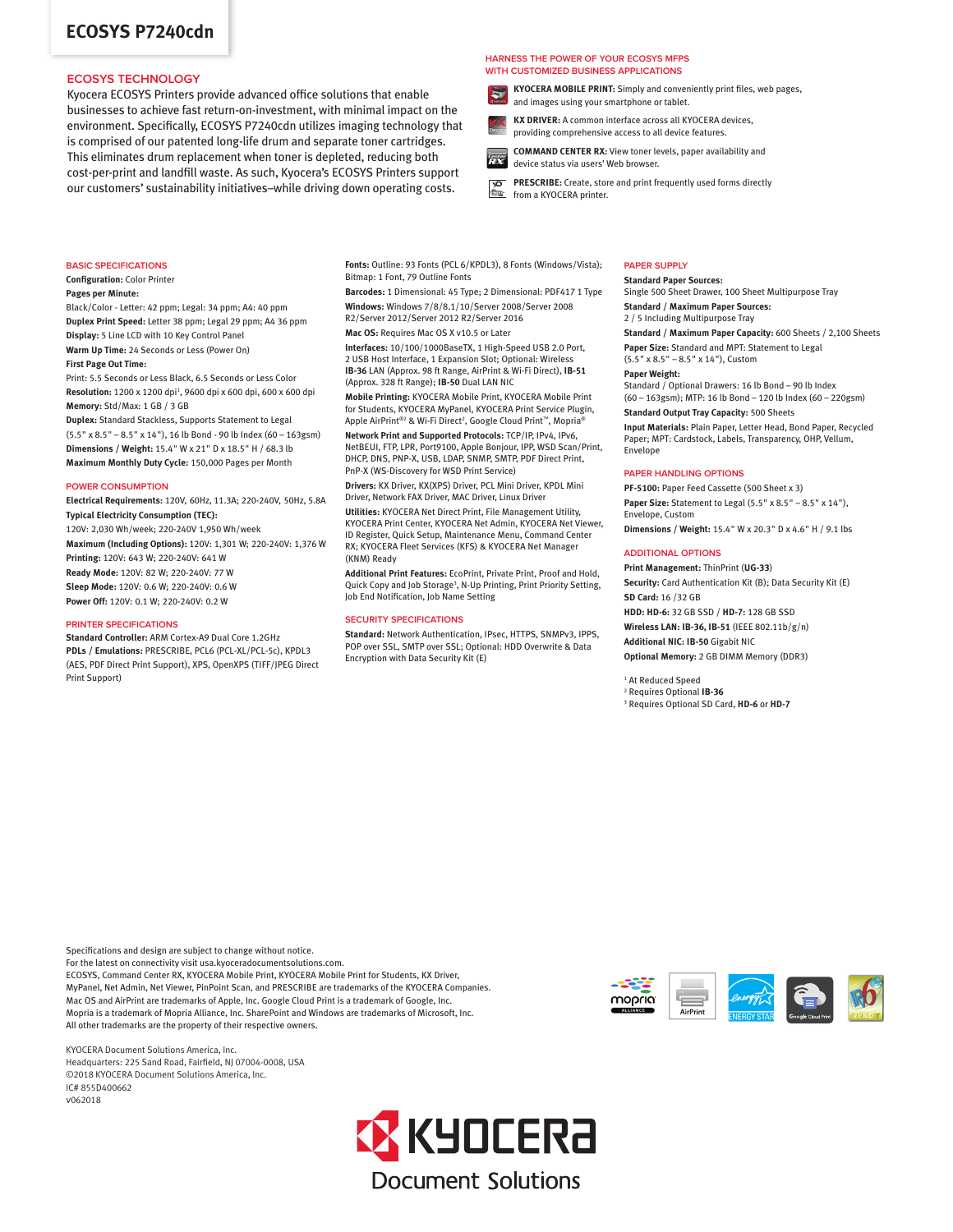# ECOSYS P7240cdn

## ECOSYS TECHNOLOGY

Kyocera ECOSYS Printers provide advanced office solutions that enable businesses to achieve fast return-on-investment, with minimal impact on the environment. Specifically, ECOSYS P7240cdn utilizes imaging technology that is comprised of our patented long-life drum and separate toner cartridges. This eliminates drum replacement when toner is depleted, reducing both cost-per-print and landfill waste. As such, Kyocera's ECOSYS Printers support our customers' sustainability initiatives–while driving down operating costs.

## HARNESS THE POWER OF YOUR ECOSYS MFPS WITH CUSTOMIZED BUSINESS APPLICATIONS

**KYOCERA MOBILE PRINT:** Simply and conveniently print files, web pages, and images using your smartphone or tablet.

**KX DRIVER:** A common interface across all KYOCERA devices, providing comprehensive access to all device features.

**COMMAND CENTER RX:** View toner levels, paper availability and device status via users' Web browser.

**PRESCRIBE:** Create, store and print frequently used forms directly from a KYOCERA printer.

## BASIC SPECIFICATIONS

**Configuration:** Color Printer

**Pages per Minute:**
Black/Color - Letter: 42 ppm; Legal: 34 ppm; A4: 40 ppm

**Duplex Print Speed:** Letter 38 ppm; Legal 29 ppm; A4 36 ppm

**Display:** 5 Line LCD with 10 Key Control Panel

**Warm Up Time:** 24 Seconds or Less (Power On)

**First Page Out Time:**
Print: 5.5 Seconds or Less Black, 6.5 Seconds or Less Color

**Resolution:** 1200 x 1200 dpi[1], 9600 dpi x 600 dpi, 600 x 600 dpi

**Memory:** Std/Max: 1 GB / 3 GB

**Duplex:** Standard Stackless, Supports Statement to Legal (5.5" x 8.5" – 8.5" x 14"), 16 lb Bond - 90 lb Index (60 – 163gsm)

**Dimensions / Weight:** 15.4" W x 21" D x 18.5" H / 68.3 lb

**Maximum Monthly Duty Cycle:** 150,000 Pages per Month

## POWER CONSUMPTION

**Electrical Requirements:** 120V, 60Hz, 11.3A; 220-240V, 50Hz, 5.8A

**Typical Electricity Consumption (TEC):**
120V: 2,030 Wh/week; 220-240V 1,950 Wh/week

**Maximum (Including Options):** 120V: 1,301 W; 220-240V: 1,376 W

**Printing:** 120V: 643 W; 220-240V: 641 W

**Ready Mode:** 120V: 82 W; 220-240V: 77 W

**Sleep Mode:** 120V: 0.6 W; 220-240V: 0.6 W

**Power Off:** 120V: 0.1 W; 220-240V: 0.2 W

## PRINTER SPECIFICATIONS

**Standard Controller:** ARM Cortex-A9 Dual Core 1.2GHz

**PDLs / Emulations:** PRESCRIBE, PCL6 (PCL-XL/PCL-5c), KPDL3 (AES, PDF Direct Print Support), XPS, OpenXPS (TIFF/JPEG Direct Print Support)

**Fonts:** Outline: 93 Fonts (PCL 6/KPDL3), 8 Fonts (Windows/Vista); Bitmap: 1 Font, 79 Outline Fonts

**Barcodes:** 1 Dimensional: 45 Type; 2 Dimensional: PDF417 1 Type

**Windows:** Windows 7/8/8.1/10/Server 2008/Server 2008 R2/Server 2012/Server 2012 R2/Server 2016

**Mac OS:** Requires Mac OS X v10.5 or Later

**Interfaces:** 10/100/1000BaseTX, 1 High-Speed USB 2.0 Port, 2 USB Host Interface, 1 Expansion Slot; Optional: Wireless **IB-36** LAN (Approx. 98 ft Range, AirPrint & Wi-Fi Direct), **IB-51** (Approx. 328 ft Range); **IB-50** Dual LAN NIC

**Mobile Printing:** KYOCERA Mobile Print, KYOCERA Mobile Print for Students, KYOCERA MyPanel, KYOCERA Print Service Plugin, Apple AirPrint®[2] & Wi-Fi Direct[2], Google Cloud Print™, Mopria®

**Network Print and Supported Protocols:** TCP/IP, IPv4, IPv6, NetBEUI, FTP, LPR, Port9100, Apple Bonjour, IPP, WSD Scan/Print, DHCP, DNS, PNP-X, USB, LDAP, SNMP, SMTP, PDF Direct Print, PnP-X (WS-Discovery for WSD Print Service)

**Drivers:** KX Driver, KX(XPS) Driver, PCL Mini Driver, KPDL Mini Driver, Network FAX Driver, MAC Driver, Linux Driver

**Utilities:** KYOCERA Net Direct Print, File Management Utility, KYOCERA Print Center, KYOCERA Net Admin, KYOCERA Net Viewer, ID Register, Quick Setup, Maintenance Menu, Command Center RX; KYOCERA Fleet Services (KFS) & KYOCERA Net Manager (KNM) Ready

**Additional Print Features:** EcoPrint, Private Print, Proof and Hold, Quick Copy and Job Storage[1], N-Up Printing, Print Priority Setting, Job End Notification, Job Name Setting

## SECURITY SPECIFICATIONS

**Standard:** Network Authentication, IPsec, HTTPS, SNMPv3, IPPS, POP over SSL, SMTP over SSL; Optional: HDD Overwrite & Data Encryption with Data Security Kit (E)

## PAPER SUPPLY

**Standard Paper Sources:**
Single 500 Sheet Drawer, 100 Sheet Multipurpose Tray

**Standard / Maximum Paper Sources:**
2 / 5 Including Multipurpose Tray

**Standard / Maximum Paper Capacity:** 600 Sheets / 2,100 Sheets

**Paper Size:** Standard and MPT: Statement to Legal (5.5" x 8.5" – 8.5" x 14"), Custom

**Paper Weight:**
Standard / Optional Drawers: 16 lb Bond – 90 lb Index (60 – 163gsm); MTP: 16 lb Bond – 120 lb Index (60 – 220gsm)

**Standard Output Tray Capacity:** 500 Sheets

**Input Materials:** Plain Paper, Letter Head, Bond Paper, Recycled Paper; MPT: Cardstock, Labels, Transparency, OHP, Vellum, Envelope

## PAPER HANDLING OPTIONS

**PF-5100:** Paper Feed Cassette (500 Sheet x 3)

**Paper Size:** Statement to Legal (5.5" x 8.5" – 8.5" x 14"), Envelope, Custom

**Dimensions / Weight:** 15.4" W x 20.3" D x 4.6" H / 9.1 lbs

## ADDITIONAL OPTIONS

**Print Management:** ThinPrint (**UG-33**)

**Security:** Card Authentication Kit (B); Data Security Kit (E)

**SD Card:** 16 /32 GB

**HDD: HD-6:** 32 GB SSD / **HD-7:** 128 GB SSD

**Wireless LAN: IB-36, IB-51** (IEEE 802.11b/g/n)

**Additional NIC: IB-50** Gigabit NIC

**Optional Memory:** 2 GB DIMM Memory (DDR3)

[1] At Reduced Speed
[2] Requires Optional **IB-36**
[3] Requires Optional SD Card, **HD-6** or **HD-7**

Specifications and design are subject to change without notice.
For the latest on connectivity visit usa.kyoceradocumentsolutions.com.
ECOSYS, Command Center RX, KYOCERA Mobile Print, KYOCERA Mobile Print for Students, KX Driver, MyPanel, Net Admin, Net Viewer, PinPoint Scan, and PRESCRIBE are trademarks of the KYOCERA Companies.
Mac OS and AirPrint are trademarks of Apple, Inc. Google Cloud Print is a trademark of Google, Inc.
Mopria is a trademark of Mopria Alliance, Inc. SharePoint and Windows are trademarks of Microsoft, Inc.
All other trademarks are the property of their respective owners.

KYOCERA Document Solutions America, Inc.
Headquarters: 225 Sand Road, Fairfield, NJ 07004-0008, USA
©2018 KYOCERA Document Solutions America, Inc.
IC# 855D400662
v062018

KYOCERA Document Solutions